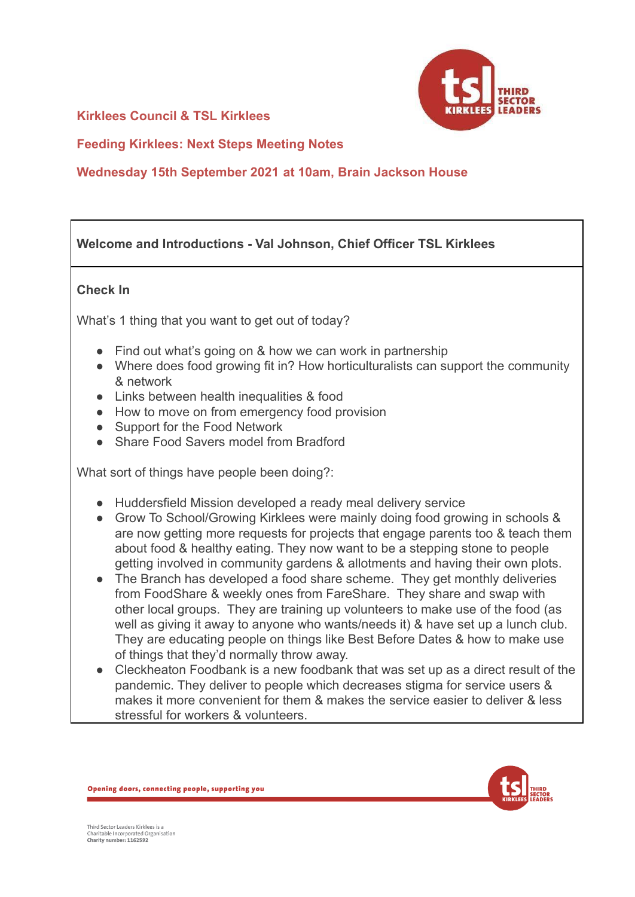**Kirklees Council & TSL Kirklees**

**Feeding Kirklees: Next Steps Meeting Notes**

**Wednesday 15th September 2021 at 10am, Brain Jackson House**

### Welcome and Introductions - Val Johnson, Chief Officer TSL Kirklees

### Check In

What's 1 thing that you want to get out of today?

- Find out what's going on & how we can work in partnership
- Where does food growing fit in? How horticulturalists can support the community & network
- Links between health inequalities & food
- How to move on from emergency food provision
- Support for the Food Network
- Share Food Savers model from Bradford

What sort of things have people been doing?:

- Huddersfield Mission developed a ready meal delivery service
- Grow To School/Growing Kirklees were mainly doing food growing in schools & are now getting more requests for projects that engage parents too & teach them about food & healthy eating. They now want to be a stepping stone to people getting involved in community gardens & allotments and having their own plots.
- The Branch has developed a food share scheme. They get monthly deliveries from FoodShare & weekly ones from FareShare. They share and swap with other local groups. They are training up volunteers to make use of the food (as well as giving it away to anyone who wants/needs it) & have set up a lunch club. They are educating people on things like Best Before Dates & how to make use of things that they'd normally throw away.
- Cleckheaton Foodbank is a new foodbank that was set up as a direct result of the pandemic. They deliver to people which decreases stigma for service users & makes it more convenient for them & makes the service easier to deliver & less stressful for workers & volunteers.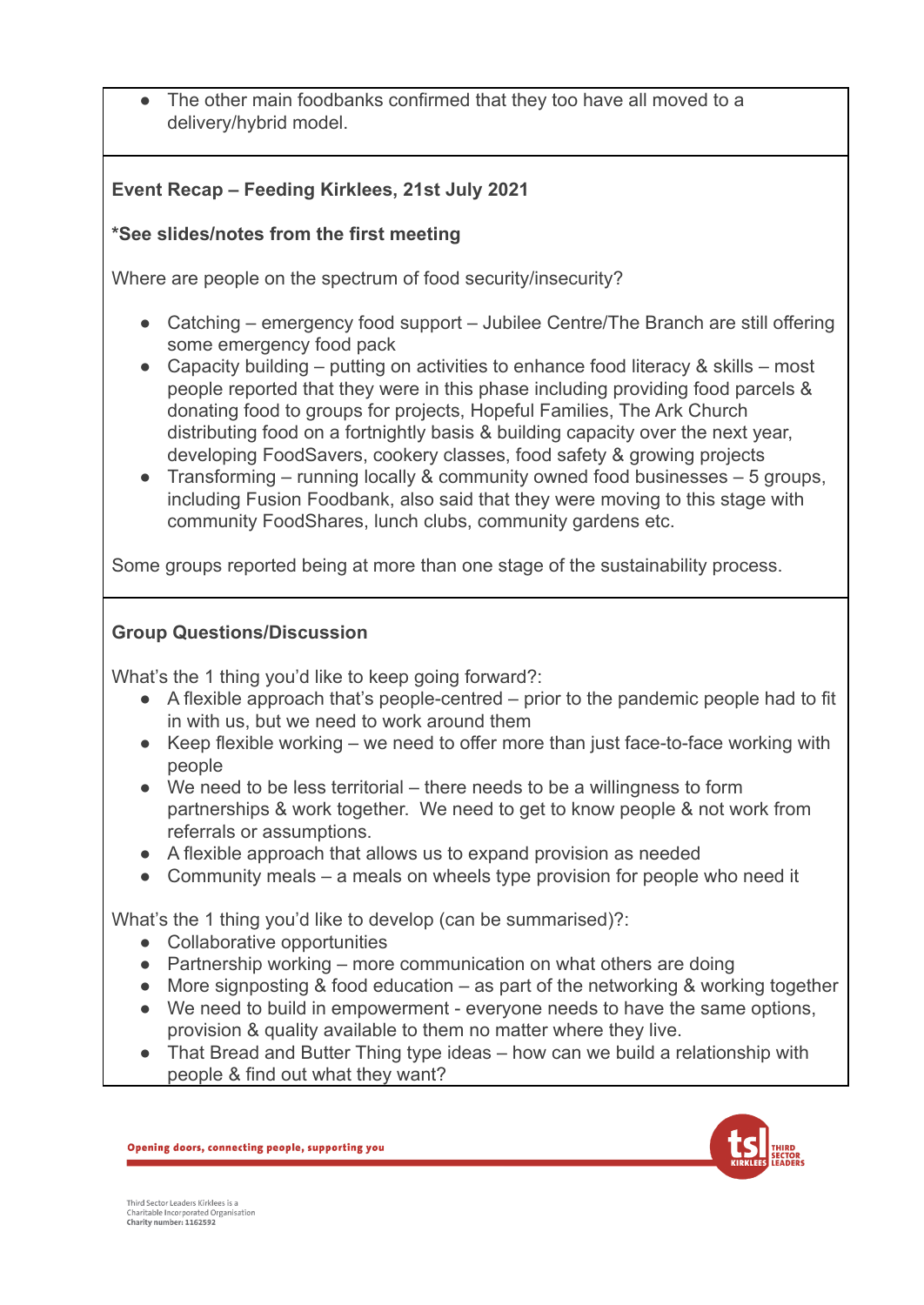- The other main foodbanks confirmed that they too have all moved to a delivery/hybrid model.

**Event Recap – Feeding Kirklees, 21st July 2021**

***See slides/notes from the first meeting**

Where are people on the spectrum of food security/insecurity?

- Catching – emergency food support – Jubilee Centre/The Branch are still offering some emergency food pack
- Capacity building – putting on activities to enhance food literacy & skills – most people reported that they were in this phase including providing food parcels & donating food to groups for projects, Hopeful Families, The Ark Church distributing food on a fortnightly basis & building capacity over the next year, developing FoodSavers, cookery classes, food safety & growing projects
- Transforming – running locally & community owned food businesses – 5 groups, including Fusion Foodbank, also said that they were moving to this stage with community FoodShares, lunch clubs, community gardens etc.

Some groups reported being at more than one stage of the sustainability process.

**Group Questions/Discussion**

What's the 1 thing you'd like to keep going forward?:

- A flexible approach that's people-centred – prior to the pandemic people had to fit in with us, but we need to work around them
- Keep flexible working – we need to offer more than just face-to-face working with people
- We need to be less territorial – there needs to be a willingness to form partnerships & work together. We need to get to know people & not work from referrals or assumptions.
- A flexible approach that allows us to expand provision as needed
- Community meals – a meals on wheels type provision for people who need it

What's the 1 thing you'd like to develop (can be summarised)?:

- Collaborative opportunities
- Partnership working – more communication on what others are doing
- More signposting & food education – as part of the networking & working together
- We need to build in empowerment - everyone needs to have the same options, provision & quality available to them no matter where they live.
- That Bread and Butter Thing type ideas – how can we build a relationship with people & find out what they want?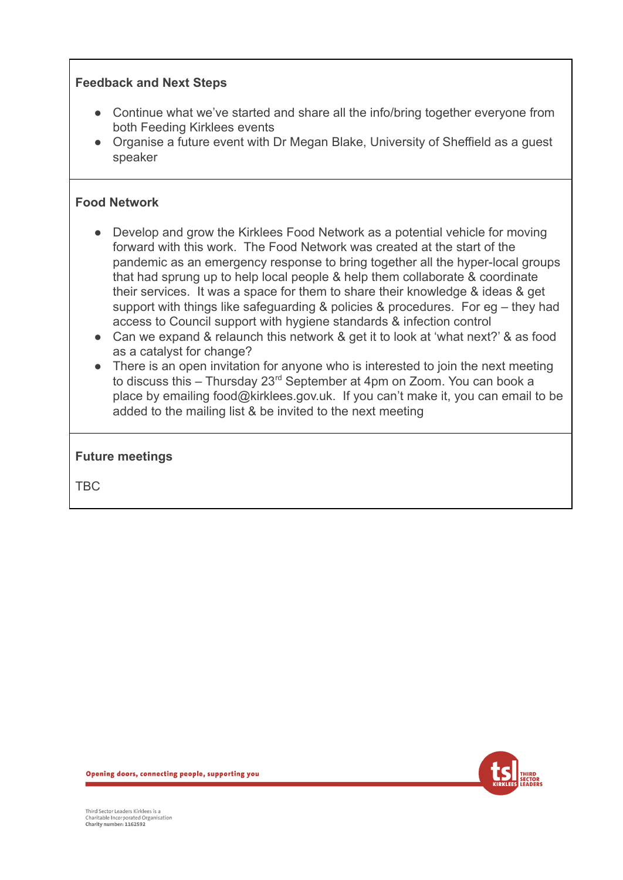**Feedback and Next Steps**

- Continue what we've started and share all the info/bring together everyone from both Feeding Kirklees events
- Organise a future event with Dr Megan Blake, University of Sheffield as a guest speaker

**Food Network**

- Develop and grow the Kirklees Food Network as a potential vehicle for moving forward with this work. The Food Network was created at the start of the pandemic as an emergency response to bring together all the hyper-local groups that had sprung up to help local people & help them collaborate & coordinate their services. It was a space for them to share their knowledge & ideas & get support with things like safeguarding & policies & procedures. For eg – they had access to Council support with hygiene standards & infection control
- Can we expand & relaunch this network & get it to look at 'what next?' & as food as a catalyst for change?
- There is an open invitation for anyone who is interested to join the next meeting to discuss this – Thursday 23rd September at 4pm on Zoom. You can book a place by emailing food@kirklees.gov.uk. If you can't make it, you can email to be added to the mailing list & be invited to the next meeting

**Future meetings**

TBC

Opening doors, connecting people, supporting you

Third Sector Leaders Kirklees is a Charitable Incorporated Organisation
Charity number: 1162592